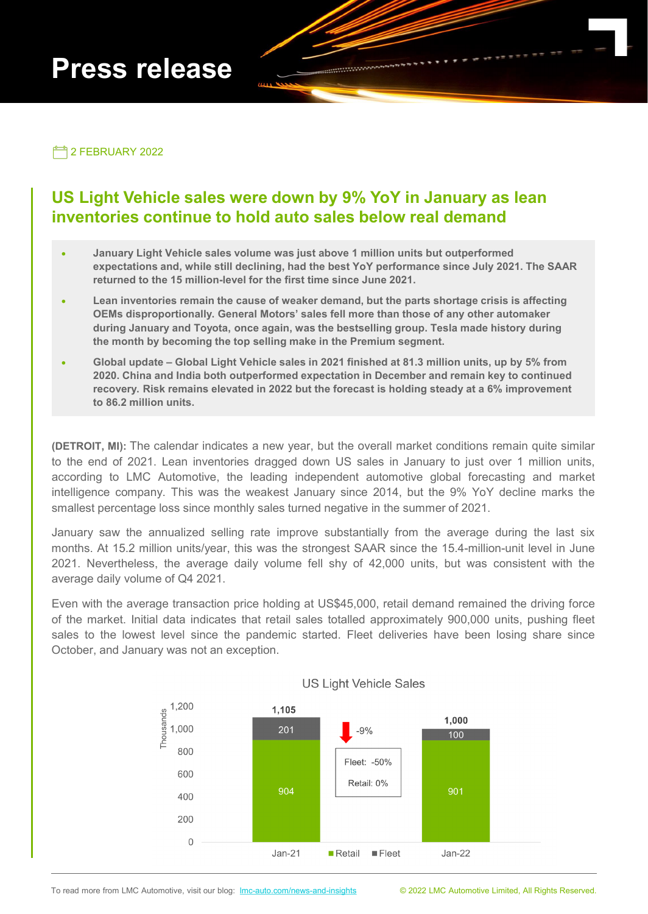# Press release

2 FEBRUARY 2022

## US Light Vehicle sales were down by 9% YoY in January as lean inventories continue to hold auto sales below real demand

- **January Light Vehicle sales volume was just above 1 million units but outperformed expectations and, while still declining, had the best YoY performance since July 2021. The SAAR returned to the 15 million-level for the first time since June 2021.**
- **Lean inventories remain the cause of weaker demand, but the parts shortage crisis is affecting OEMs disproportionally. General Motors' sales fell more than those of any other automaker during January and Toyota, once again, was the bestselling group. Tesla made history during the month by becoming the top selling make in the Premium segment.**
- **Global update – Global Light Vehicle sales in 2021 finished at 81.3 million units, up by 5% from 2020. China and India both outperformed expectation in December and remain key to continued recovery. Risk remains elevated in 2022 but the forecast is holding steady at a 6% improvement to 86.2 million units.**

**(DETROIT, MI):** The calendar indicates a new year, but the overall market conditions remain quite similar to the end of 2021. Lean inventories dragged down US sales in January to just over 1 million units, according to LMC Automotive, the leading independent automotive global forecasting and market intelligence company. This was the weakest January since 2014, but the 9% YoY decline marks the smallest percentage loss since monthly sales turned negative in the summer of 2021.

January saw the annualized selling rate improve substantially from the average during the last six months. At 15.2 million units/year, this was the strongest SAAR since the 15.4-million-unit level in June 2021. Nevertheless, the average daily volume fell shy of 42,000 units, but was consistent with the average daily volume of Q4 2021.

Even with the average transaction price holding at US$45,000, retail demand remained the driving force of the market. Initial data indicates that retail sales totalled approximately 900,000 units, pushing fleet sales to the lowest level since the pandemic started. Fleet deliveries have been losing share since October, and January was not an exception.

US Light Vehicle Sales (Thousands)

| | Jan-21 | Jan-22 |
|---|---|---|
| Retail | 904 | 901 |
| Fleet | 201 | 100 |
| Total | 1,105 | 1,000 |

-9% (Fleet: -50%, Retail: 0%)

To read more from LMC Automotive, visit our blog: lmc-auto.com/news-and-insights

© 2022 LMC Automotive Limited, All Rights Reserved.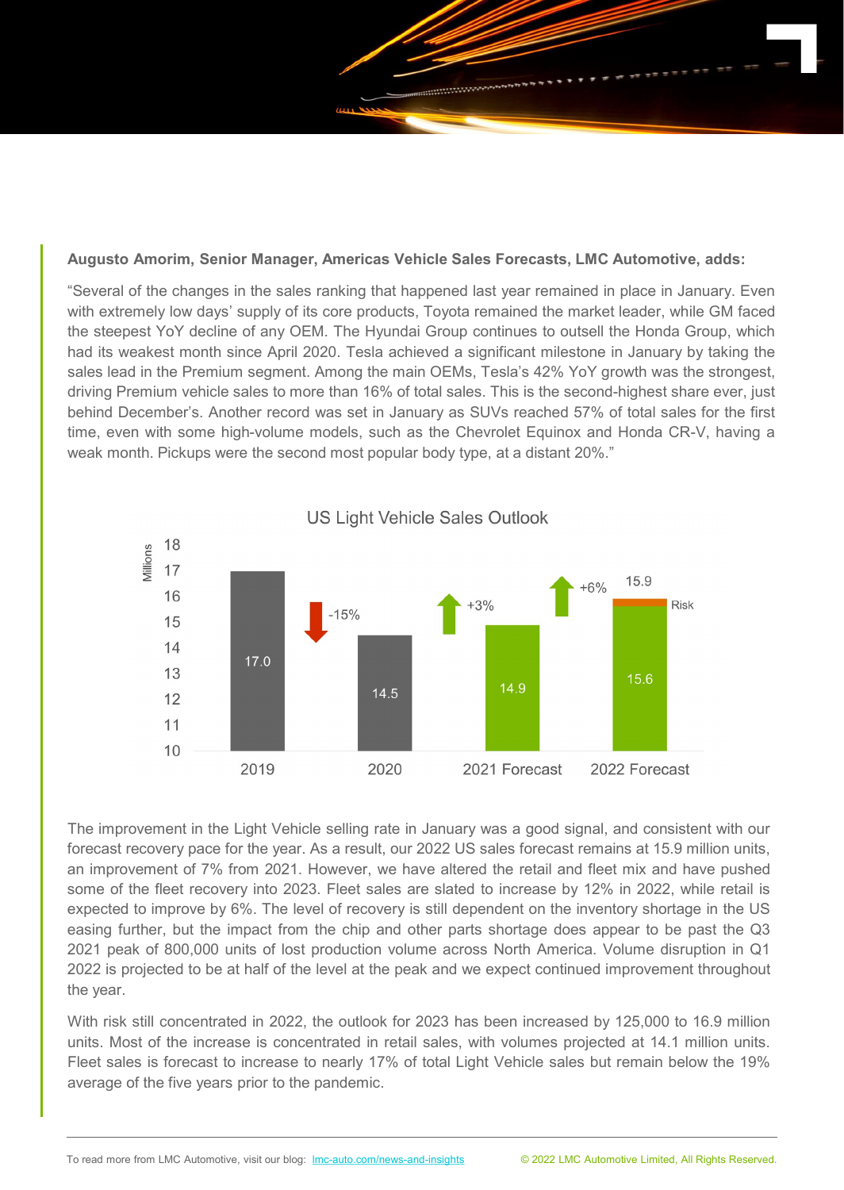**Augusto Amorim, Senior Manager, Americas Vehicle Sales Forecasts, LMC Automotive, adds:**

"Several of the changes in the sales ranking that happened last year remained in place in January. Even with extremely low days' supply of its core products, Toyota remained the market leader, while GM faced the steepest YoY decline of any OEM. The Hyundai Group continues to outsell the Honda Group, which had its weakest month since April 2020. Tesla achieved a significant milestone in January by taking the sales lead in the Premium segment. Among the main OEMs, Tesla's 42% YoY growth was the strongest, driving Premium vehicle sales to more than 16% of total sales. This is the second-highest share ever, just behind December's. Another record was set in January as SUVs reached 57% of total sales for the first time, even with some high-volume models, such as the Chevrolet Equinox and Honda CR-V, having a weak month. Pickups were the second most popular body type, at a distant 20%."

**US Light Vehicle Sales Outlook** (Millions)

| | 2019 | 2020 | 2021 Forecast | 2022 Forecast |
|---|---|---|---|---|
| Sales | 17.0 | 14.5 | 14.9 | 15.6 (15.9 incl. Risk) |
| Change | | -15% | +3% | +6% |

The improvement in the Light Vehicle selling rate in January was a good signal, and consistent with our forecast recovery pace for the year. As a result, our 2022 US sales forecast remains at 15.9 million units, an improvement of 7% from 2021. However, we have altered the retail and fleet mix and have pushed some of the fleet recovery into 2023. Fleet sales are slated to increase by 12% in 2022, while retail is expected to improve by 6%. The level of recovery is still dependent on the inventory shortage in the US easing further, but the impact from the chip and other parts shortage does appear to be past the Q3 2021 peak of 800,000 units of lost production volume across North America. Volume disruption in Q1 2022 is projected to be at half of the level at the peak and we expect continued improvement throughout the year.

With risk still concentrated in 2022, the outlook for 2023 has been increased by 125,000 to 16.9 million units. Most of the increase is concentrated in retail sales, with volumes projected at 14.1 million units. Fleet sales is forecast to increase to nearly 17% of total Light Vehicle sales but remain below the 19% average of the five years prior to the pandemic.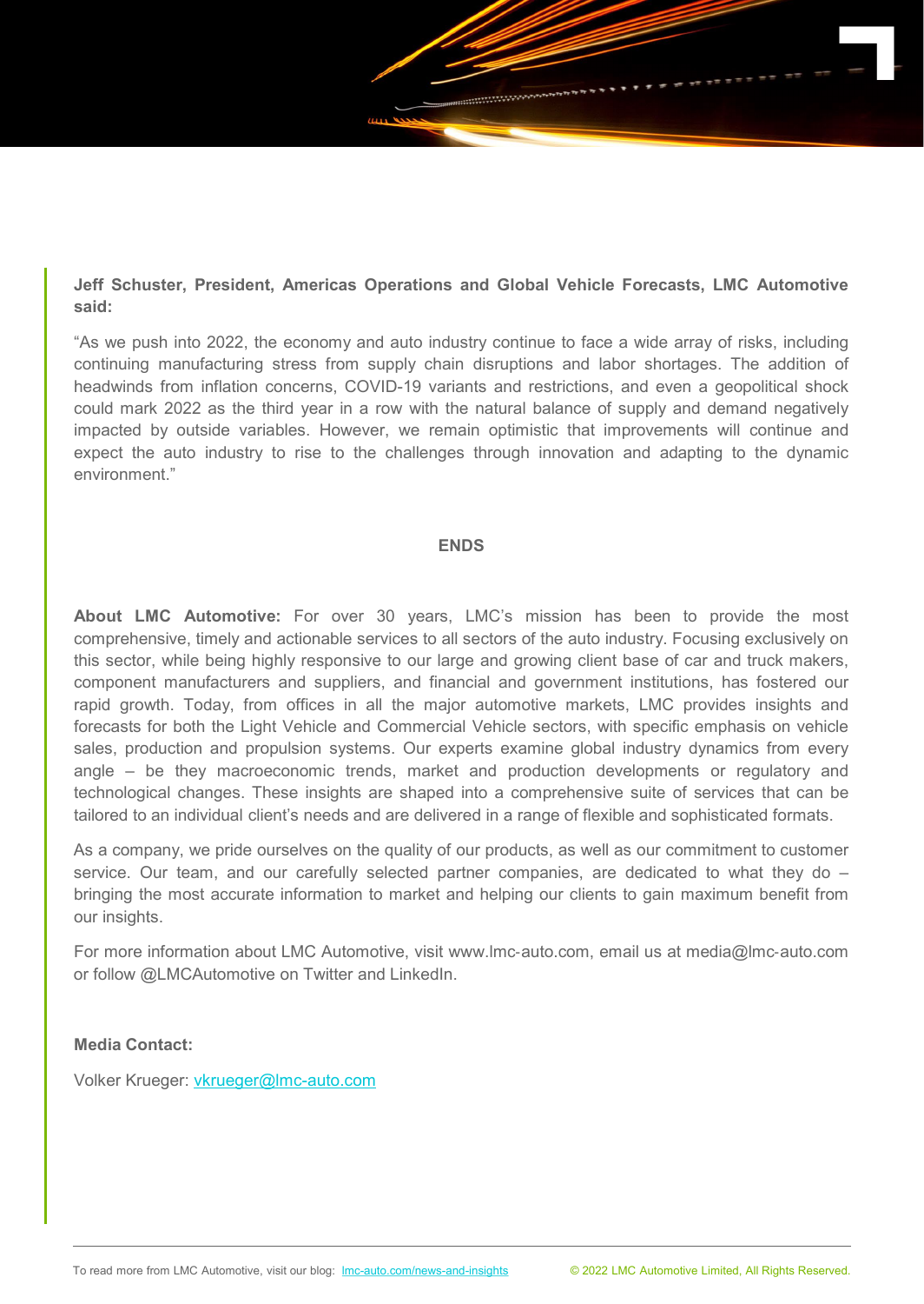**Jeff Schuster, President, Americas Operations and Global Vehicle Forecasts, LMC Automotive said:**

"As we push into 2022, the economy and auto industry continue to face a wide array of risks, including continuing manufacturing stress from supply chain disruptions and labor shortages. The addition of headwinds from inflation concerns, COVID-19 variants and restrictions, and even a geopolitical shock could mark 2022 as the third year in a row with the natural balance of supply and demand negatively impacted by outside variables. However, we remain optimistic that improvements will continue and expect the auto industry to rise to the challenges through innovation and adapting to the dynamic environment."

**ENDS**

**About LMC Automotive:** For over 30 years, LMC's mission has been to provide the most comprehensive, timely and actionable services to all sectors of the auto industry. Focusing exclusively on this sector, while being highly responsive to our large and growing client base of car and truck makers, component manufacturers and suppliers, and financial and government institutions, has fostered our rapid growth. Today, from offices in all the major automotive markets, LMC provides insights and forecasts for both the Light Vehicle and Commercial Vehicle sectors, with specific emphasis on vehicle sales, production and propulsion systems. Our experts examine global industry dynamics from every angle – be they macroeconomic trends, market and production developments or regulatory and technological changes. These insights are shaped into a comprehensive suite of services that can be tailored to an individual client's needs and are delivered in a range of flexible and sophisticated formats.

As a company, we pride ourselves on the quality of our products, as well as our commitment to customer service. Our team, and our carefully selected partner companies, are dedicated to what they do – bringing the most accurate information to market and helping our clients to gain maximum benefit from our insights.

For more information about LMC Automotive, visit www.lmc-auto.com, email us at media@lmc-auto.com or follow @LMCAutomotive on Twitter and LinkedIn.

**Media Contact:**

Volker Krueger: vkrueger@lmc-auto.com

To read more from LMC Automotive, visit our blog: lmc-auto.com/news-and-insights

© 2022 LMC Automotive Limited, All Rights Reserved.